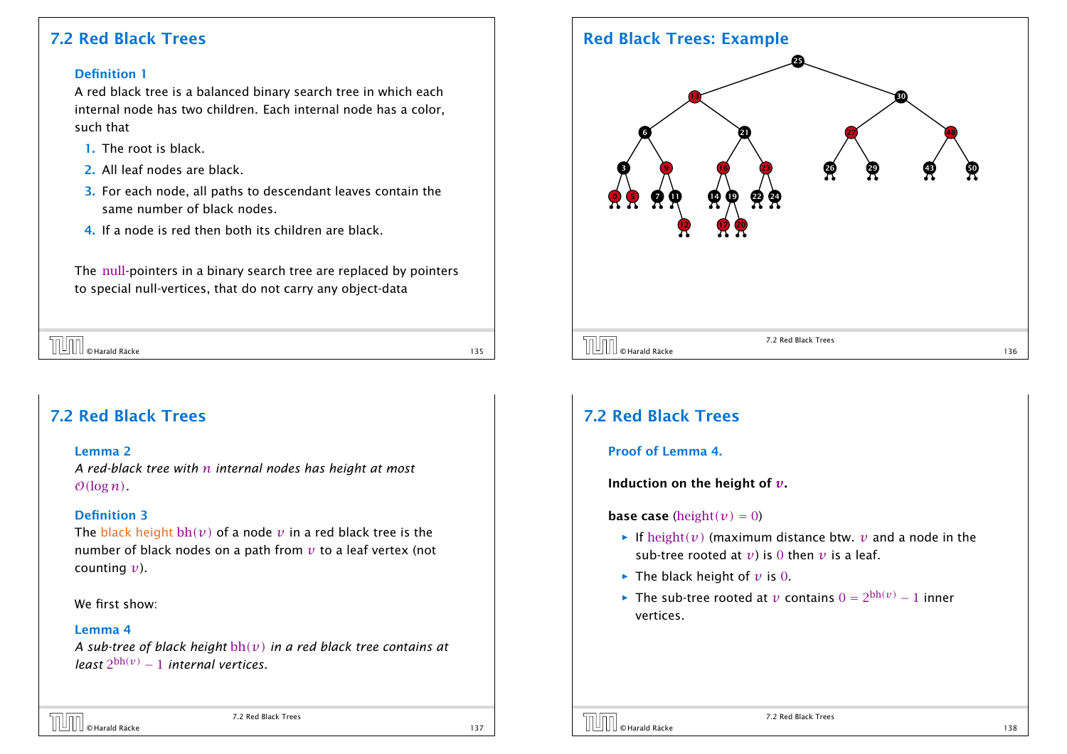## 7.2 Red Black Trees

**Definition 1**

A red black tree is a balanced binary search tree in which each internal node has two children. Each internal node has a color, such that

1. The root is black.
2. All leaf nodes are black.
3. For each node, all paths to descendant leaves contain the same number of black nodes.
4. If a node is red then both its children are black.

The null-pointers in a binary search tree are replaced by pointers to special null-vertices, that do not carry any object-data

## Red Black Trees: Example

25
13
30
6
21
27
48
3
9
16
23
26
29
43
50
0
5
7
11
14
19
22
24
12
17
20

## 7.2 Red Black Trees

**Lemma 2**

*A red-black tree with $n$ internal nodes has height at most $\mathcal{O}(\log n)$.*

**Definition 3**

The black height $\text{bh}(v)$ of a node $v$ in a red black tree is the number of black nodes on a path from $v$ to a leaf vertex (not counting $v$).

We first show:

**Lemma 4**

*A sub-tree of black height $\text{bh}(v)$ in a red black tree contains at least $2^{\text{bh}(v)} - 1$ internal vertices.*

## 7.2 Red Black Trees

**Proof of Lemma 4.**

**Induction on the height of $v$.**

**base case** ($\text{height}(v) = 0$)

- If $\text{height}(v)$ (maximum distance btw. $v$ and a node in the sub-tree rooted at $v$) is $0$ then $v$ is a leaf.
- The black height of $v$ is $0$.
- The sub-tree rooted at $v$ contains $0 = 2^{\text{bh}(v)} - 1$ inner vertices.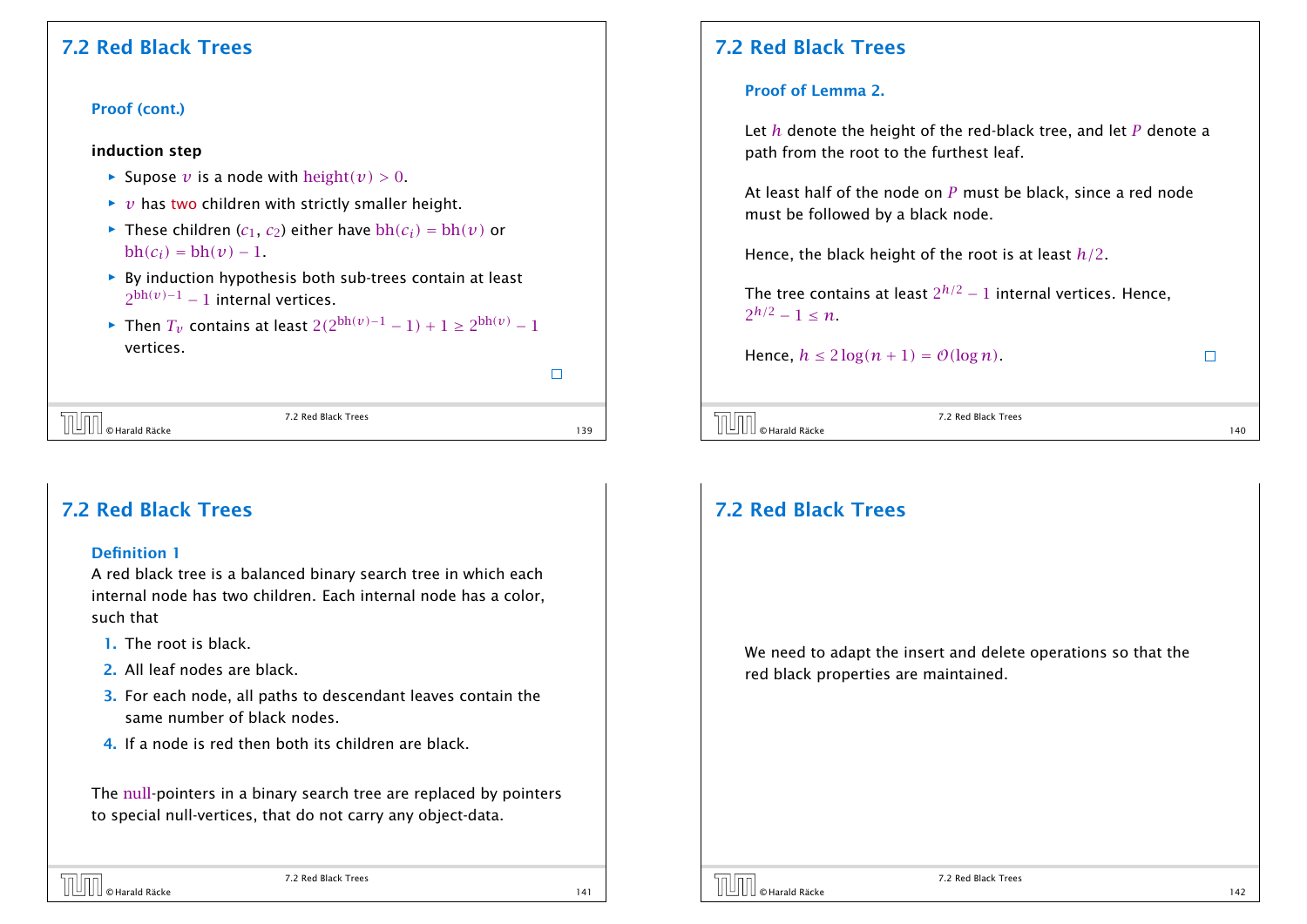## 7.2 Red Black Trees

**Proof (cont.)**

**induction step**

- Supose $v$ is a node with $\text{height}(v) > 0$.
- $v$ has two children with strictly smaller height.
- These children ($c_1$, $c_2$) either have $\text{bh}(c_i) = \text{bh}(v)$ or $\text{bh}(c_i) = \text{bh}(v) - 1$.
- By induction hypothesis both sub-trees contain at least $2^{\text{bh}(v)-1} - 1$ internal vertices.
- Then $T_v$ contains at least $2(2^{\text{bh}(v)-1} - 1) + 1 \geq 2^{\text{bh}(v)} - 1$ vertices.

□

## 7.2 Red Black Trees

**Proof of Lemma 2.**

Let $h$ denote the height of the red-black tree, and let $P$ denote a path from the root to the furthest leaf.

At least half of the node on $P$ must be black, since a red node must be followed by a black node.

Hence, the black height of the root is at least $h/2$.

The tree contains at least $2^{h/2} - 1$ internal vertices. Hence, $2^{h/2} - 1 \leq n$.

Hence, $h \leq 2\log(n + 1) = \mathcal{O}(\log n)$.

□

## 7.2 Red Black Trees

**Definition 1**

A red black tree is a balanced binary search tree in which each internal node has two children. Each internal node has a color, such that

1. The root is black.
2. All leaf nodes are black.
3. For each node, all paths to descendant leaves contain the same number of black nodes.
4. If a node is red then both its children are black.

The null-pointers in a binary search tree are replaced by pointers to special null-vertices, that do not carry any object-data.

## 7.2 Red Black Trees

We need to adapt the insert and delete operations so that the red black properties are maintained.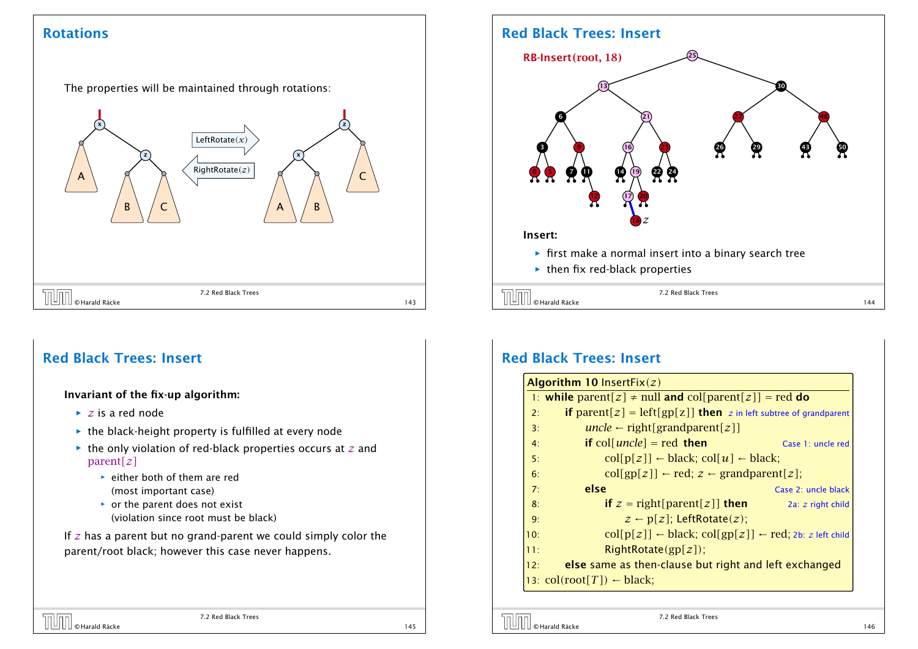## Rotations

The properties will be maintained through rotations:

LeftRotate($x$)

RightRotate($z$)

## Red Black Trees: Insert

**RB-Insert(root, 18)**

**Insert:**

- first make a normal insert into a binary search tree
- then fix red-black properties

## Red Black Trees: Insert

**Invariant of the fix-up algorithm:**

- $z$ is a red node
- the black-height property is fulfilled at every node
- the only violation of red-black properties occurs at $z$ and $\text{parent}[z]$
  - either both of them are red (most important case)
  - or the parent does not exist (violation since root must be black)

If $z$ has a parent but no grand-parent we could simply color the parent/root black; however this case never happens.

## Red Black Trees: Insert

**Algorithm 10** InsertFix($z$)

```
1:  while parent[z] ≠ null and col[parent[z]] = red do
2:      if parent[z] = left[gp[z]] then          z in left subtree of grandparent
3:          uncle ← right[grandparent[z]]
4:          if col[uncle] = red then             Case 1: uncle red
5:              col[p[z]] ← black; col[u] ← black;
6:              col[gp[z]] ← red; z ← grandparent[z];
7:          else                                 Case 2: uncle black
8:              if z = right[parent[z]] then     2a: z right child
9:                  z ← p[z]; LeftRotate(z);
10:             col[p[z]] ← black; col[gp[z]] ← red;   2b: z left child
11:             RightRotate(gp[z]);
12:     else same as then-clause but right and left exchanged
13: col(root[T]) ← black;
```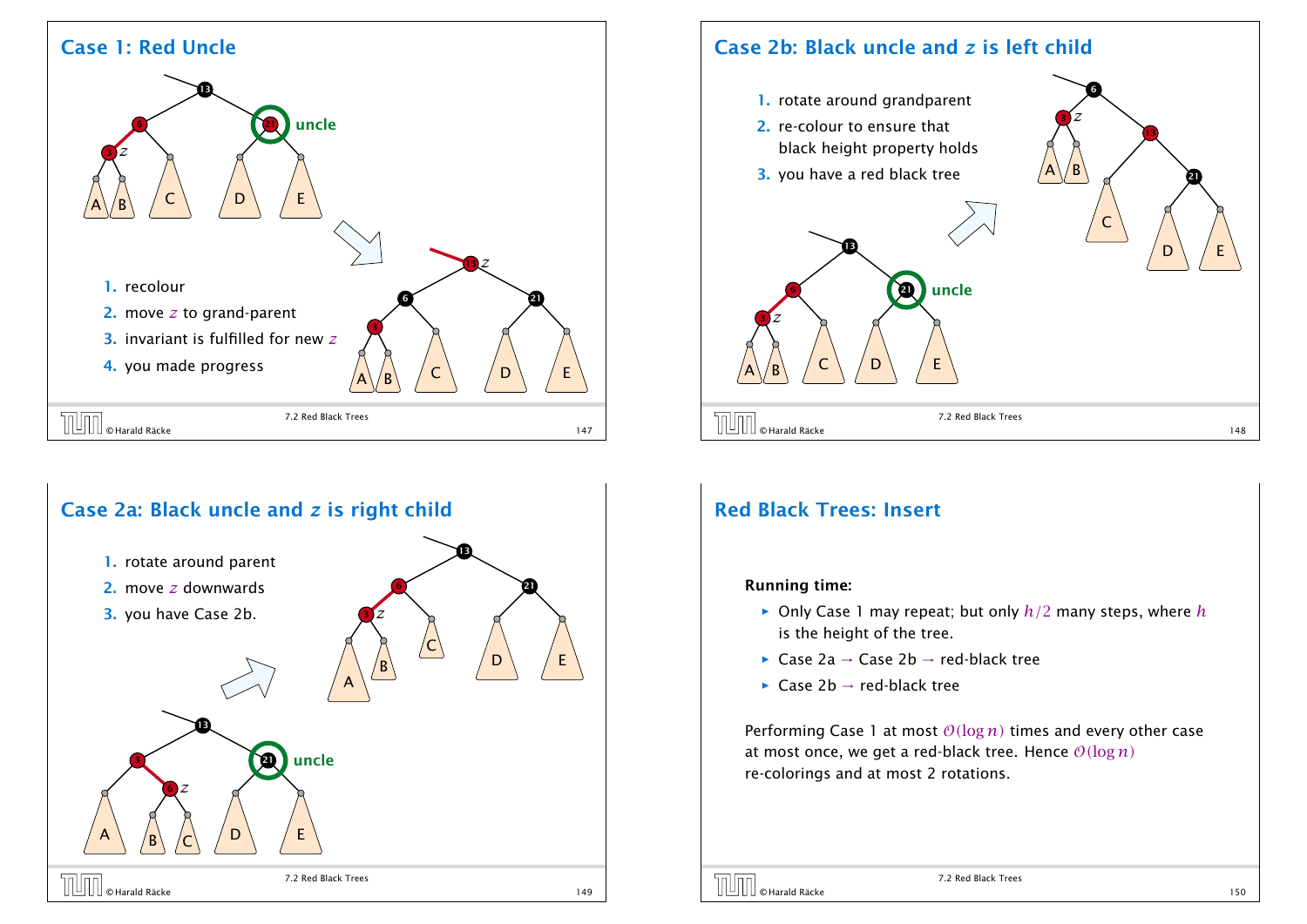## Case 1: Red Uncle

1. recolour
2. move $z$ to grand-parent
3. invariant is fulfilled for new $z$
4. you made progress

## Case 2b: Black uncle and $z$ is left child

1. rotate around grandparent
2. re-colour to ensure that black height property holds
3. you have a red black tree

## Case 2a: Black uncle and $z$ is right child

1. rotate around parent
2. move $z$ downwards
3. you have Case 2b.

## Red Black Trees: Insert

**Running time:**

- Only Case 1 may repeat; but only $h/2$ many steps, where $h$ is the height of the tree.
- Case 2a → Case 2b → red-black tree
- Case 2b → red-black tree

Performing Case 1 at most $\mathcal{O}(\log n)$ times and every other case at most once, we get a red-black tree. Hence $\mathcal{O}(\log n)$ re-colorings and at most 2 rotations.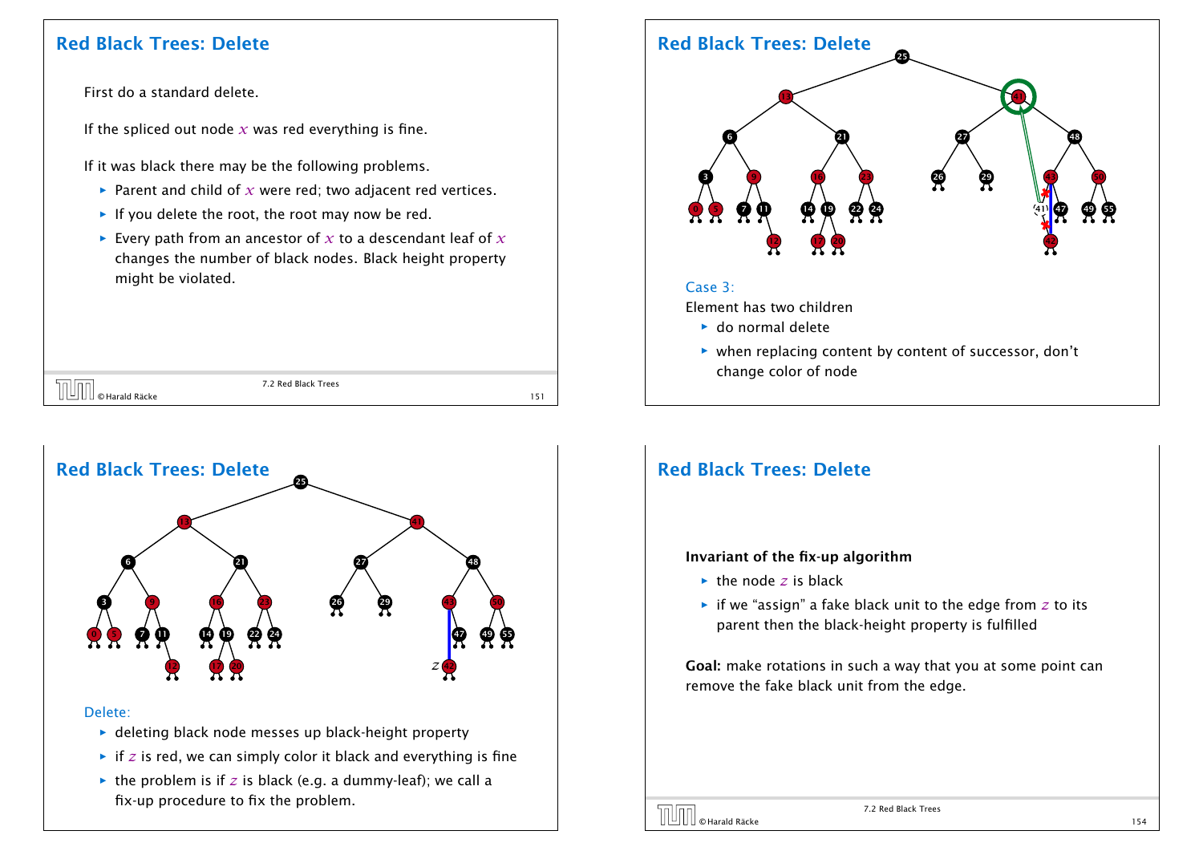## Red Black Trees: Delete

First do a standard delete.

If the spliced out node $x$ was red everything is fine.

If it was black there may be the following problems.

- Parent and child of $x$ were red; two adjacent red vertices.
- If you delete the root, the root may now be red.
- Every path from an ancestor of $x$ to a descendant leaf of $x$ changes the number of black nodes. Black height property might be violated.

## Red Black Trees: Delete

Case 3:

Element has two children

- do normal delete
- when replacing content by content of successor, don't change color of node

## Red Black Trees: Delete

Delete:

- deleting black node messes up black-height property
- if $z$ is red, we can simply color it black and everything is fine
- the problem is if $z$ is black (e.g. a dummy-leaf); we call a fix-up procedure to fix the problem.

## Red Black Trees: Delete

**Invariant of the fix-up algorithm**

- the node $z$ is black
- if we "assign" a fake black unit to the edge from $z$ to its parent then the black-height property is fulfilled

**Goal:** make rotations in such a way that you at some point can remove the fake black unit from the edge.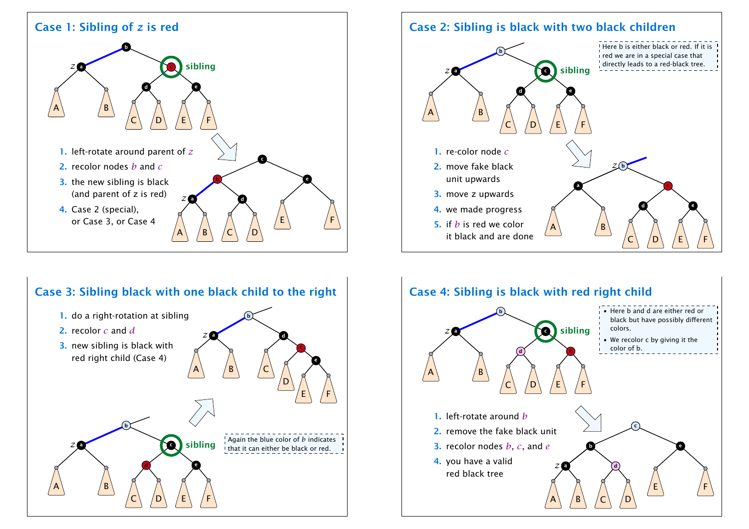## Case 1: Sibling of $z$ is red

1. left-rotate around parent of $z$
2. recolor nodes $b$ and $c$
3. the new sibling is black (and parent of z is red)
4. Case 2 (special), or Case 3, or Case 4

## Case 2: Sibling is black with two black children

Here b is either black or red. If it is red we are in a special case that directly leads to a red-black tree.

1. re-color node $c$
2. move fake black unit upwards
3. move z upwards
4. we made progress
5. if $b$ is red we color it black and are done

## Case 3: Sibling black with one black child to the right

1. do a right-rotation at sibling
2. recolor $c$ and $d$
3. new sibling is black with red right child (Case 4)

Again the blue color of $b$ indicates that it can either be black or red.

## Case 4: Sibling is black with red right child

- Here b and d are either red or black but have possibly different colors.
- We recolor c by giving it the color of b.

1. left-rotate around $b$
2. remove the fake black unit
3. recolor nodes $b$, $c$, and $e$
4. you have a valid red black tree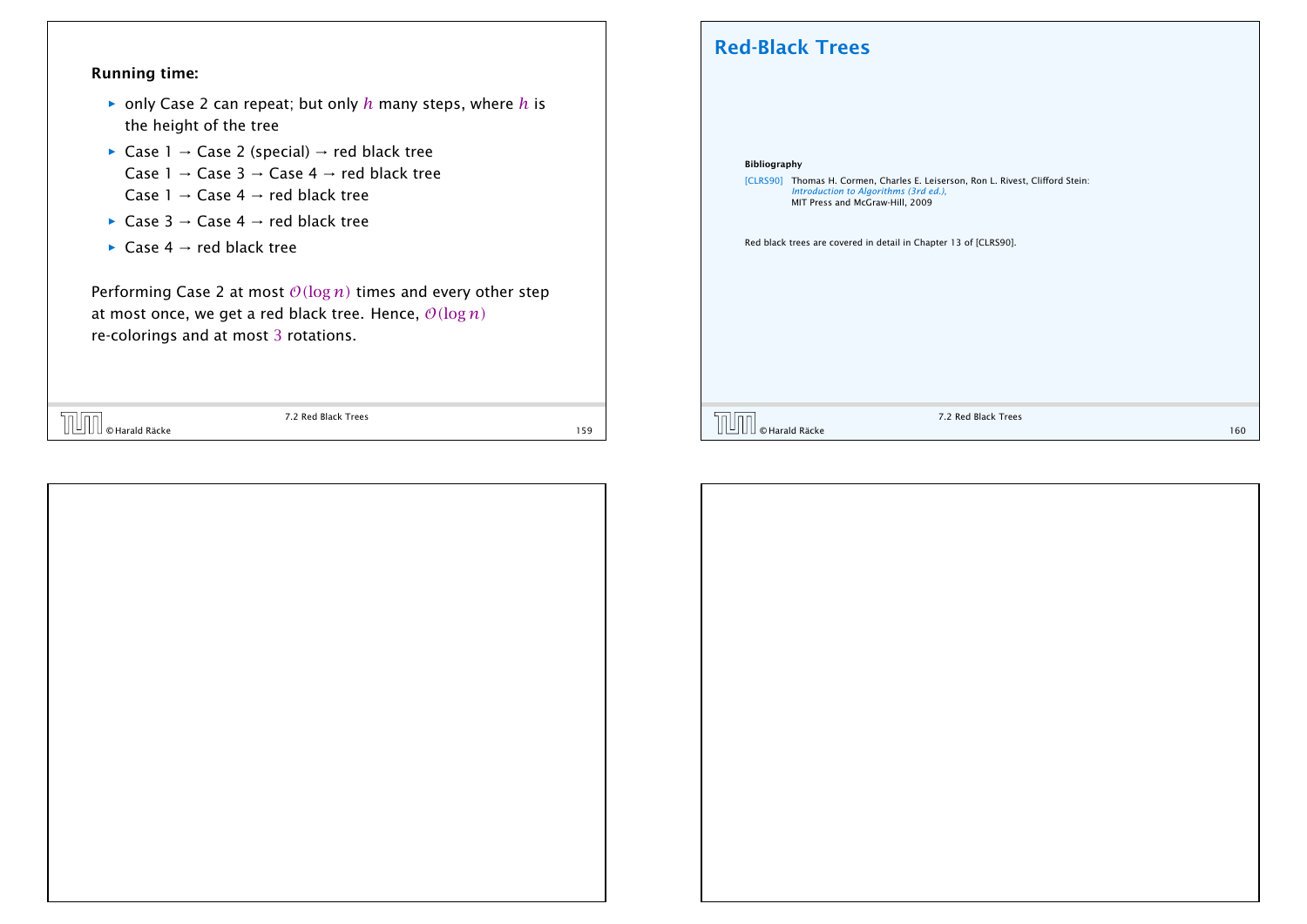**Running time:**

- only Case 2 can repeat; but only $h$ many steps, where $h$ is the height of the tree
- Case 1 → Case 2 (special) → red black tree
  Case 1 → Case 3 → Case 4 → red black tree
  Case 1 → Case 4 → red black tree
- Case 3 → Case 4 → red black tree
- Case 4 → red black tree

Performing Case 2 at most $\mathcal{O}(\log n)$ times and every other step at most once, we get a red black tree. Hence, $\mathcal{O}(\log n)$ re-colorings and at most $3$ rotations.

## Red-Black Trees

**Bibliography**

[CLRS90] Thomas H. Cormen, Charles E. Leiserson, Ron L. Rivest, Clifford Stein:
*Introduction to Algorithms (3rd ed.),*
MIT Press and McGraw-Hill, 2009

Red black trees are covered in detail in Chapter 13 of [CLRS90].